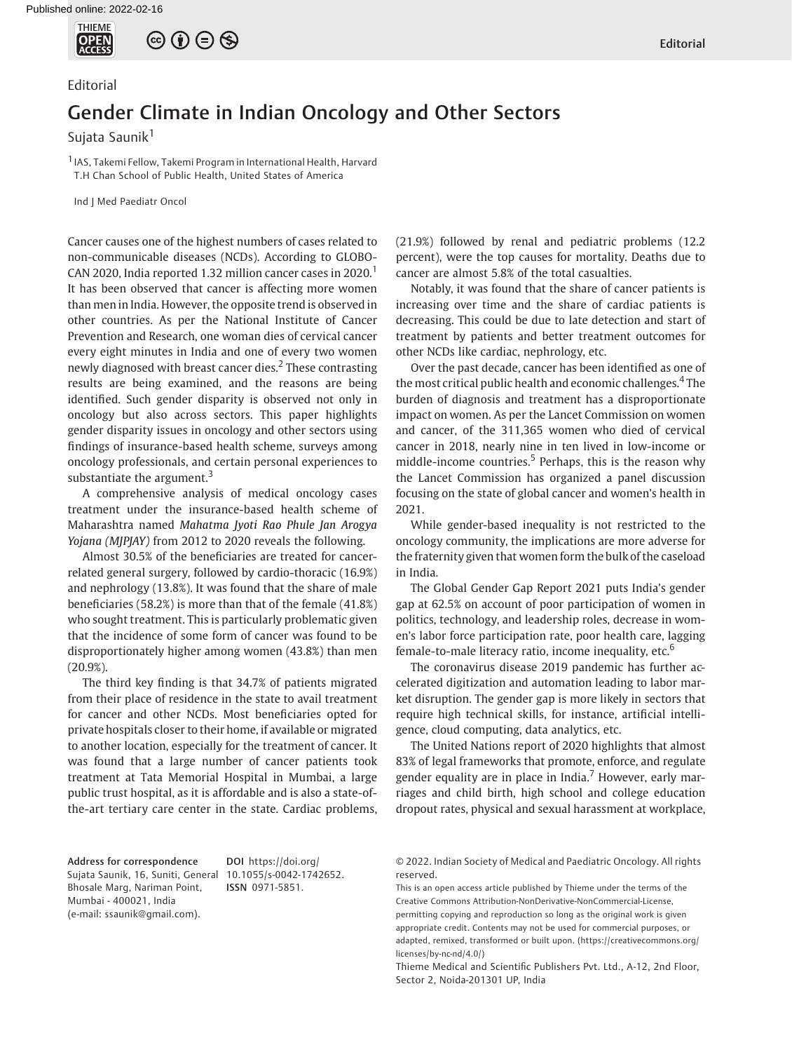Editorial

# Gender Climate in Indian Oncology and Other Sectors

Sujata Saunik[1]

[1] IAS, Takemi Fellow, Takemi Program in International Health, Harvard T.H Chan School of Public Health, United States of America

Cancer causes one of the highest numbers of cases related to non-communicable diseases (NCDs). According to GLOBOCAN 2020, India reported 1.32 million cancer cases in 2020.[1] It has been observed that cancer is affecting more women than men in India. However, the opposite trend is observed in other countries. As per the National Institute of Cancer Prevention and Research, one woman dies of cervical cancer every eight minutes in India and one of every two women newly diagnosed with breast cancer dies.[2] These contrasting results are being examined, and the reasons are being identified. Such gender disparity is observed not only in oncology but also across sectors. This paper highlights gender disparity issues in oncology and other sectors using findings of insurance-based health scheme, surveys among oncology professionals, and certain personal experiences to substantiate the argument.[3]

A comprehensive analysis of medical oncology cases treatment under the insurance-based health scheme of Maharashtra named *Mahatma Jyoti Rao Phule Jan Arogya Yojana (MJPJAY)* from 2012 to 2020 reveals the following.

Almost 30.5% of the beneficiaries are treated for cancer-related general surgery, followed by cardio-thoracic (16.9%) and nephrology (13.8%). It was found that the share of male beneficiaries (58.2%) is more than that of the female (41.8%) who sought treatment. This is particularly problematic given that the incidence of some form of cancer was found to be disproportionately higher among women (43.8%) than men (20.9%).

The third key finding is that 34.7% of patients migrated from their place of residence in the state to avail treatment for cancer and other NCDs. Most beneficiaries opted for private hospitals closer to their home, if available or migrated to another location, especially for the treatment of cancer. It was found that a large number of cancer patients took treatment at Tata Memorial Hospital in Mumbai, a large public trust hospital, as it is affordable and is also a state-of-the-art tertiary care center in the state. Cardiac problems, (21.9%) followed by renal and pediatric problems (12.2 percent), were the top causes for mortality. Deaths due to cancer are almost 5.8% of the total casualties.

Notably, it was found that the share of cancer patients is increasing over time and the share of cardiac patients is decreasing. This could be due to late detection and start of treatment by patients and better treatment outcomes for other NCDs like cardiac, nephrology, etc.

Over the past decade, cancer has been identified as one of the most critical public health and economic challenges.[4] The burden of diagnosis and treatment has a disproportionate impact on women. As per the Lancet Commission on women and cancer, of the 311,365 women who died of cervical cancer in 2018, nearly nine in ten lived in low-income or middle-income countries.[5] Perhaps, this is the reason why the Lancet Commission has organized a panel discussion focusing on the state of global cancer and women's health in 2021.

While gender-based inequality is not restricted to the oncology community, the implications are more adverse for the fraternity given that women form the bulk of the caseload in India.

The Global Gender Gap Report 2021 puts India's gender gap at 62.5% on account of poor participation of women in politics, technology, and leadership roles, decrease in women's labor force participation rate, poor health care, lagging female-to-male literacy ratio, income inequality, etc.[6]

The coronavirus disease 2019 pandemic has further accelerated digitization and automation leading to labor market disruption. The gender gap is more likely in sectors that require high technical skills, for instance, artificial intelligence, cloud computing, data analytics, etc.

The United Nations report of 2020 highlights that almost 83% of legal frameworks that promote, enforce, and regulate gender equality are in place in India.[7] However, early marriages and child birth, high school and college education dropout rates, physical and sexual harassment at workplace,

**Address for correspondence** Sujata Saunik, 16, Suniti, General Bhosale Marg, Nariman Point, Mumbai - 400021, India (e-mail: ssaunik@gmail.com).

**DOI** https://doi.org/10.1055/s-0042-1742652.
**ISSN** 0971-5851.

© 2022. Indian Society of Medical and Paediatric Oncology. All rights reserved.
This is an open access article published by Thieme under the terms of the Creative Commons Attribution-NonDerivative-NonCommercial-License, permitting copying and reproduction so long as the original work is given appropriate credit. Contents may not be used for commercial purposes, or adapted, remixed, transformed or built upon. (https://creativecommons.org/licenses/by-nc-nd/4.0/)
Thieme Medical and Scientific Publishers Pvt. Ltd., A-12, 2nd Floor, Sector 2, Noida-201301 UP, India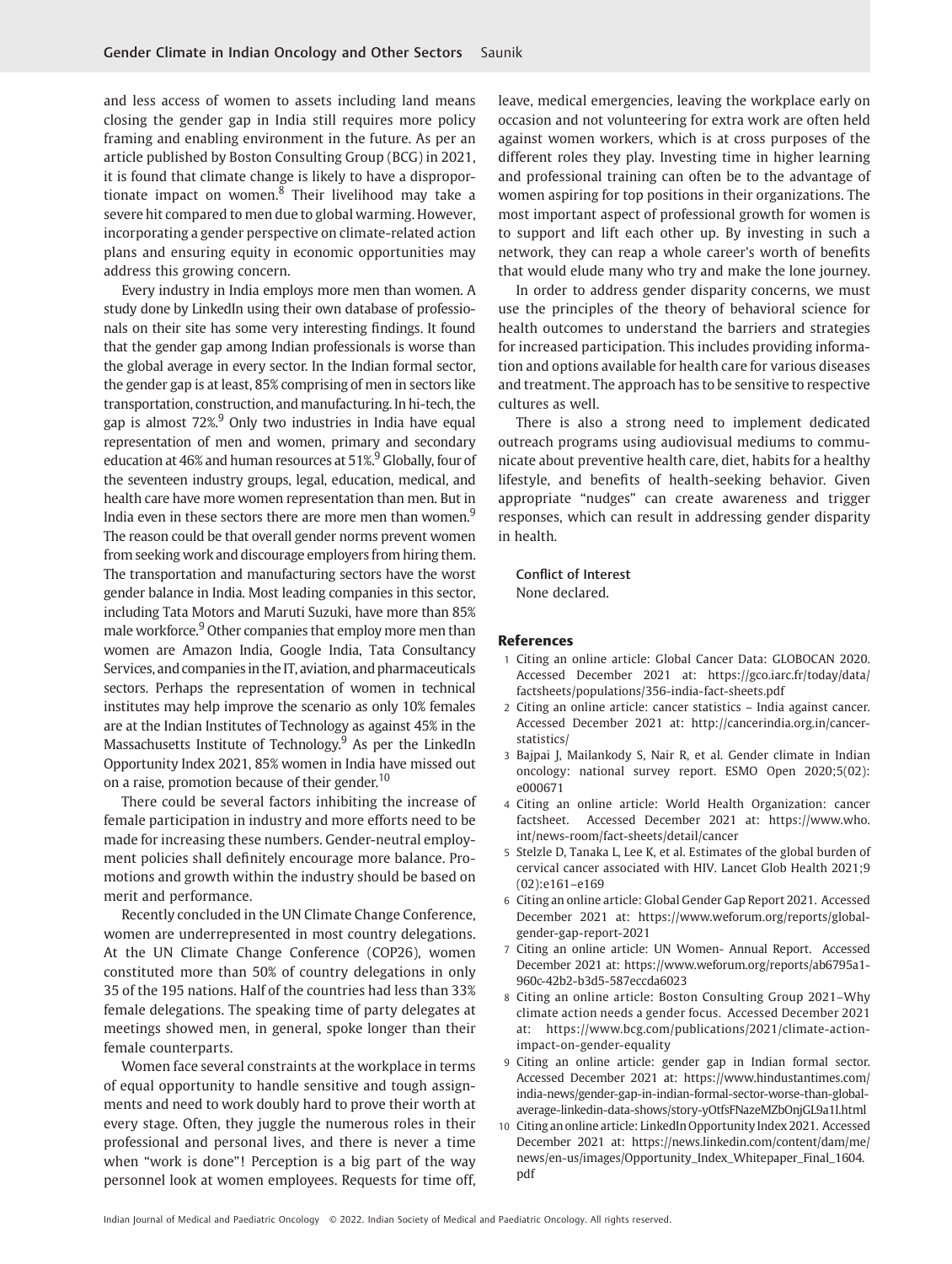and less access of women to assets including land means closing the gender gap in India still requires more policy framing and enabling environment in the future. As per an article published by Boston Consulting Group (BCG) in 2021, it is found that climate change is likely to have a disproportionate impact on women.[8] Their livelihood may take a severe hit compared to men due to global warming. However, incorporating a gender perspective on climate-related action plans and ensuring equity in economic opportunities may address this growing concern.

Every industry in India employs more men than women. A study done by LinkedIn using their own database of professionals on their site has some very interesting findings. It found that the gender gap among Indian professionals is worse than the global average in every sector. In the Indian formal sector, the gender gap is at least, 85% comprising of men in sectors like transportation, construction, and manufacturing. In hi-tech, the gap is almost 72%.[9] Only two industries in India have equal representation of men and women, primary and secondary education at 46% and human resources at 51%.[9] Globally, four of the seventeen industry groups, legal, education, medical, and health care have more women representation than men. But in India even in these sectors there are more men than women.[9] The reason could be that overall gender norms prevent women from seeking work and discourage employers from hiring them. The transportation and manufacturing sectors have the worst gender balance in India. Most leading companies in this sector, including Tata Motors and Maruti Suzuki, have more than 85% male workforce.[9] Other companies that employ more men than women are Amazon India, Google India, Tata Consultancy Services, and companies in the IT, aviation, and pharmaceuticals sectors. Perhaps the representation of women in technical institutes may help improve the scenario as only 10% females are at the Indian Institutes of Technology as against 45% in the Massachusetts Institute of Technology.[9] As per the LinkedIn Opportunity Index 2021, 85% women in India have missed out on a raise, promotion because of their gender.[10]

There could be several factors inhibiting the increase of female participation in industry and more efforts need to be made for increasing these numbers. Gender-neutral employment policies shall definitely encourage more balance. Promotions and growth within the industry should be based on merit and performance.

Recently concluded in the UN Climate Change Conference, women are underrepresented in most country delegations. At the UN Climate Change Conference (COP26), women constituted more than 50% of country delegations in only 35 of the 195 nations. Half of the countries had less than 33% female delegations. The speaking time of party delegates at meetings showed men, in general, spoke longer than their female counterparts.

Women face several constraints at the workplace in terms of equal opportunity to handle sensitive and tough assignments and need to work doubly hard to prove their worth at every stage. Often, they juggle the numerous roles in their professional and personal lives, and there is never a time when "work is done"! Perception is a big part of the way personnel look at women employees. Requests for time off, leave, medical emergencies, leaving the workplace early on occasion and not volunteering for extra work are often held against women workers, which is at cross purposes of the different roles they play. Investing time in higher learning and professional training can often be to the advantage of women aspiring for top positions in their organizations. The most important aspect of professional growth for women is to support and lift each other up. By investing in such a network, they can reap a whole career's worth of benefits that would elude many who try and make the lone journey.

In order to address gender disparity concerns, we must use the principles of the theory of behavioral science for health outcomes to understand the barriers and strategies for increased participation. This includes providing information and options available for health care for various diseases and treatment. The approach has to be sensitive to respective cultures as well.

There is also a strong need to implement dedicated outreach programs using audiovisual mediums to communicate about preventive health care, diet, habits for a healthy lifestyle, and benefits of health-seeking behavior. Given appropriate "nudges" can create awareness and trigger responses, which can result in addressing gender disparity in health.

**Conflict of Interest**

None declared.

## References

1. Citing an online article: Global Cancer Data: GLOBOCAN 2020. Accessed December 2021 at: https://gco.iarc.fr/today/data/factsheets/populations/356-india-fact-sheets.pdf
2. Citing an online article: cancer statistics – India against cancer. Accessed December 2021 at: http://cancerindia.org.in/cancer-statistics/
3. Bajpai J, Mailankody S, Nair R, et al. Gender climate in Indian oncology: national survey report. ESMO Open 2020;5(02):e000671
4. Citing an online article: World Health Organization: cancer factsheet. Accessed December 2021 at: https://www.who.int/news-room/fact-sheets/detail/cancer
5. Stelzle D, Tanaka L, Lee K, et al. Estimates of the global burden of cervical cancer associated with HIV. Lancet Glob Health 2021;9(02):e161–e169
6. Citing an online article: Global Gender Gap Report 2021. Accessed December 2021 at: https://www.weforum.org/reports/global-gender-gap-report-2021
7. Citing an online article: UN Women- Annual Report. Accessed December 2021 at: https://www.weforum.org/reports/ab6795a1-960c-42b2-b3d5-587eccda6023
8. Citing an online article: Boston Consulting Group 2021–Why climate action needs a gender focus. Accessed December 2021 at: https://www.bcg.com/publications/2021/climate-action-impact-on-gender-equality
9. Citing an online article: gender gap in Indian formal sector. Accessed December 2021 at: https://www.hindustantimes.com/india-news/gender-gap-in-indian-formal-sector-worse-than-global-average-linkedin-data-shows/story-yOtfsFNazeMZbOnjGL9a1I.html
10. Citing an online article: LinkedIn Opportunity Index 2021. Accessed December 2021 at: https://news.linkedin.com/content/dam/me/news/en-us/images/Opportunity_Index_Whitepaper_Final_1604.pdf